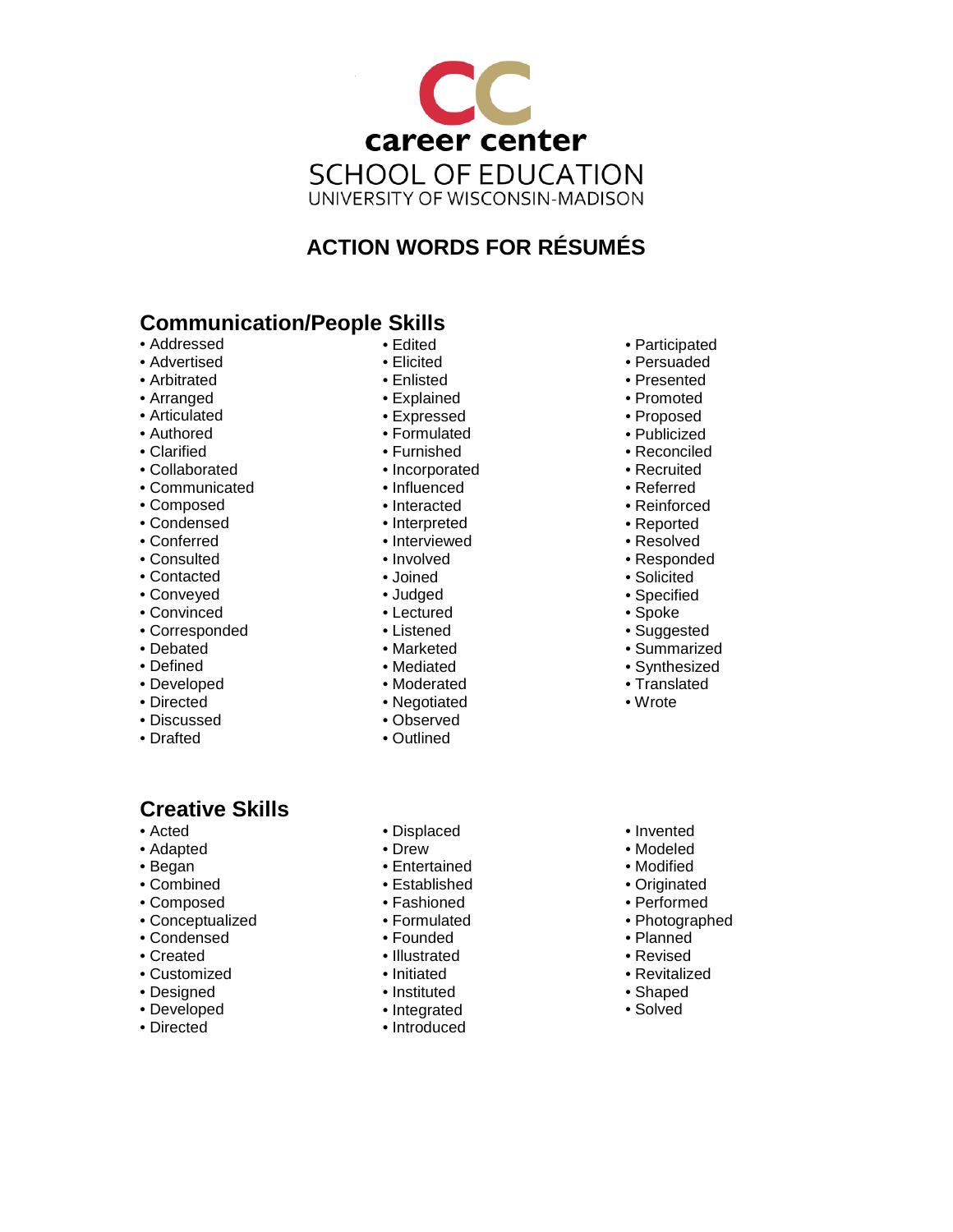career center
SCHOOL OF EDUCATION
UNIVERSITY OF WISCONSIN-MADISON

# ACTION WORDS FOR RÉSUMÉS

## Communication/People Skills

- Addressed
- Advertised
- Arbitrated
- Arranged
- Articulated
- Authored
- Clarified
- Collaborated
- Communicated
- Composed
- Condensed
- Conferred
- Consulted
- Contacted
- Conveyed
- Convinced
- Corresponded
- Debated
- Defined
- Developed
- Directed
- Discussed
- Drafted
- Edited
- Elicited
- Enlisted
- Explained
- Expressed
- Formulated
- Furnished
- Incorporated
- Influenced
- Interacted
- Interpreted
- Interviewed
- Involved
- Joined
- Judged
- Lectured
- Listened
- Marketed
- Mediated
- Moderated
- Negotiated
- Observed
- Outlined
- Participated
- Persuaded
- Presented
- Promoted
- Proposed
- Publicized
- Reconciled
- Recruited
- Referred
- Reinforced
- Reported
- Resolved
- Responded
- Solicited
- Specified
- Spoke
- Suggested
- Summarized
- Synthesized
- Translated
- Wrote

## Creative Skills

- Acted
- Adapted
- Began
- Combined
- Composed
- Conceptualized
- Condensed
- Created
- Customized
- Designed
- Developed
- Directed
- Displaced
- Drew
- Entertained
- Established
- Fashioned
- Formulated
- Founded
- Illustrated
- Initiated
- Instituted
- Integrated
- Introduced
- Invented
- Modeled
- Modified
- Originated
- Performed
- Photographed
- Planned
- Revised
- Revitalized
- Shaped
- Solved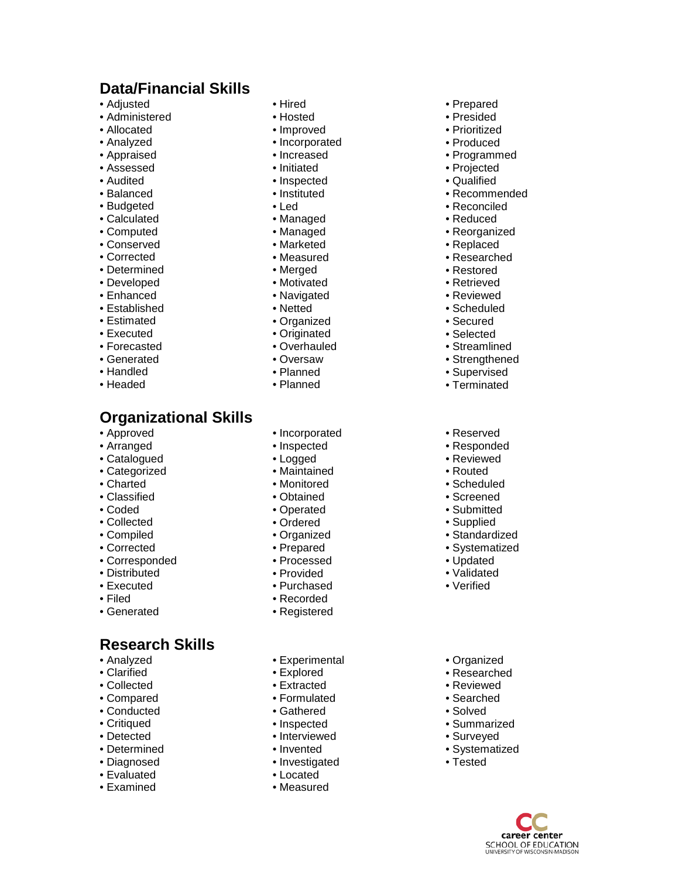## Data/Financial Skills

- Adjusted
- Administered
- Allocated
- Analyzed
- Appraised
- Assessed
- Audited
- Balanced
- Budgeted
- Calculated
- Computed
- Conserved
- Corrected
- Determined
- Developed
- Enhanced
- Established
- Estimated
- Executed
- Forecasted
- Generated
- Handled
- Headed
- Hired
- Hosted
- Improved
- Incorporated
- Increased
- Initiated
- Inspected
- Instituted
- Led
- Managed
- Managed
- Marketed
- Measured
- Merged
- Motivated
- Navigated
- Netted
- Organized
- Originated
- Overhauled
- Oversaw
- Planned
- Planned
- Prepared
- Presided
- Prioritized
- Produced
- Programmed
- Projected
- Qualified
- Recommended
- Reconciled
- Reduced
- Reorganized
- Replaced
- Researched
- Restored
- Retrieved
- Reviewed
- Scheduled
- Secured
- Selected
- Streamlined
- Strengthened
- Supervised
- Terminated

## Organizational Skills

- Approved
- Arranged
- Catalogued
- Categorized
- Charted
- Classified
- Coded
- Collected
- Compiled
- Corrected
- Corresponded
- Distributed
- Executed
- Filed
- Generated
- Incorporated
- Inspected
- Logged
- Maintained
- Monitored
- Obtained
- Operated
- Ordered
- Organized
- Prepared
- Processed
- Provided
- Purchased
- Recorded
- Registered
- Reserved
- Responded
- Reviewed
- Routed
- Scheduled
- Screened
- Submitted
- Supplied
- Standardized
- Systematized
- Updated
- Validated
- Verified

## Research Skills

- Analyzed
- Clarified
- Collected
- Compared
- Conducted
- Critiqued
- Detected
- Determined
- Diagnosed
- Evaluated
- Examined
- Experimental
- Explored
- Extracted
- Formulated
- Gathered
- Inspected
- Interviewed
- Invented
- Investigated
- Located
- Measured
- Organized
- Researched
- Reviewed
- Searched
- Solved
- Summarized
- Surveyed
- Systematized
- Tested

career center
SCHOOL OF EDUCATION
UNIVERSITY OF WISCONSIN-MADISON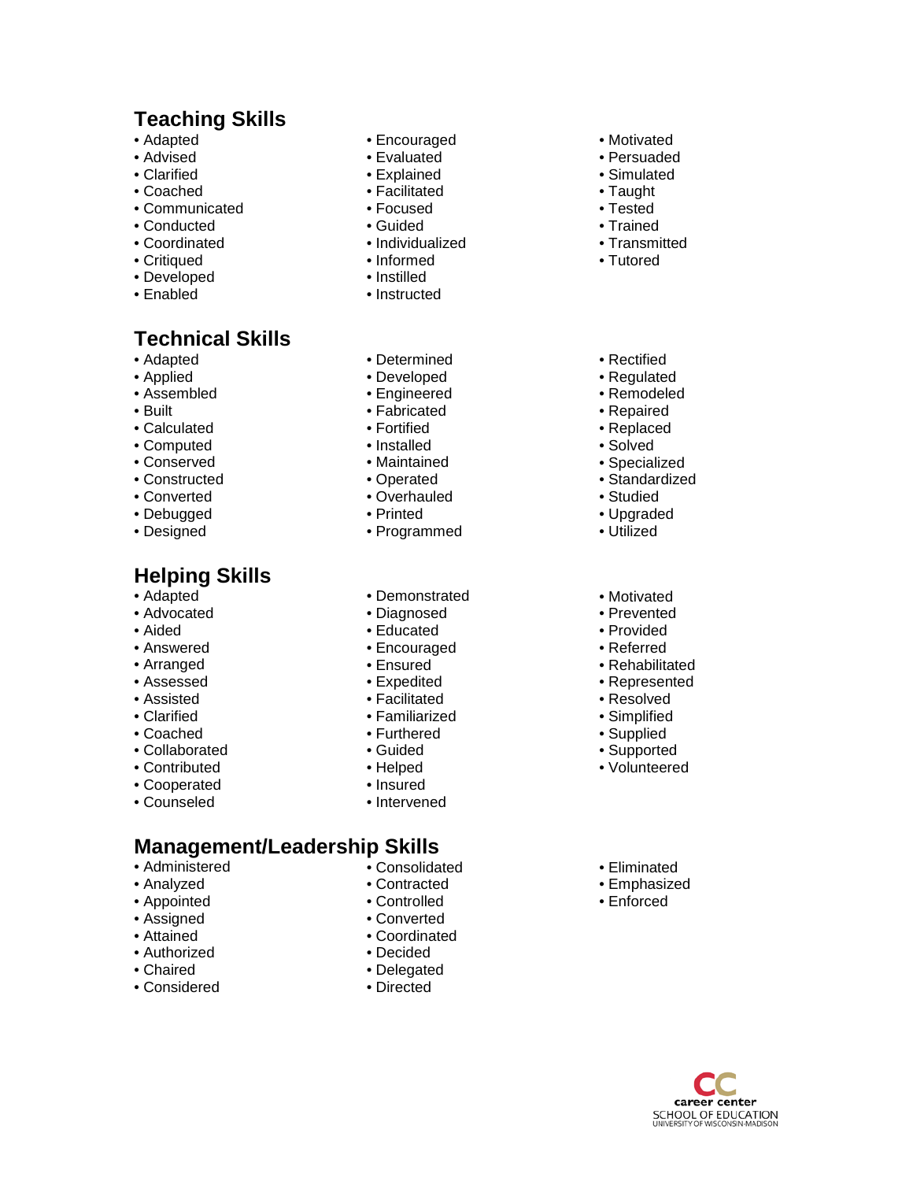## Teaching Skills

- Adapted
- Advised
- Clarified
- Coached
- Communicated
- Conducted
- Coordinated
- Critiqued
- Developed
- Enabled
- Encouraged
- Evaluated
- Explained
- Facilitated
- Focused
- Guided
- Individualized
- Informed
- Instilled
- Instructed
- Motivated
- Persuaded
- Simulated
- Taught
- Tested
- Trained
- Transmitted
- Tutored

## Technical Skills

- Adapted
- Applied
- Assembled
- Built
- Calculated
- Computed
- Conserved
- Constructed
- Converted
- Debugged
- Designed
- Determined
- Developed
- Engineered
- Fabricated
- Fortified
- Installed
- Maintained
- Operated
- Overhauled
- Printed
- Programmed
- Rectified
- Regulated
- Remodeled
- Repaired
- Replaced
- Solved
- Specialized
- Standardized
- Studied
- Upgraded
- Utilized

## Helping Skills

- Adapted
- Advocated
- Aided
- Answered
- Arranged
- Assessed
- Assisted
- Clarified
- Coached
- Collaborated
- Contributed
- Cooperated
- Counseled
- Demonstrated
- Diagnosed
- Educated
- Encouraged
- Ensured
- Expedited
- Facilitated
- Familiarized
- Furthered
- Guided
- Helped
- Insured
- Intervened
- Motivated
- Prevented
- Provided
- Referred
- Rehabilitated
- Represented
- Resolved
- Simplified
- Supplied
- Supported
- Volunteered

## Management/Leadership Skills

- Administered
- Analyzed
- Appointed
- Assigned
- Attained
- Authorized
- Chaired
- Considered
- Consolidated
- Contracted
- Controlled
- Converted
- Coordinated
- Decided
- Delegated
- Directed
- Eliminated
- Emphasized
- Enforced